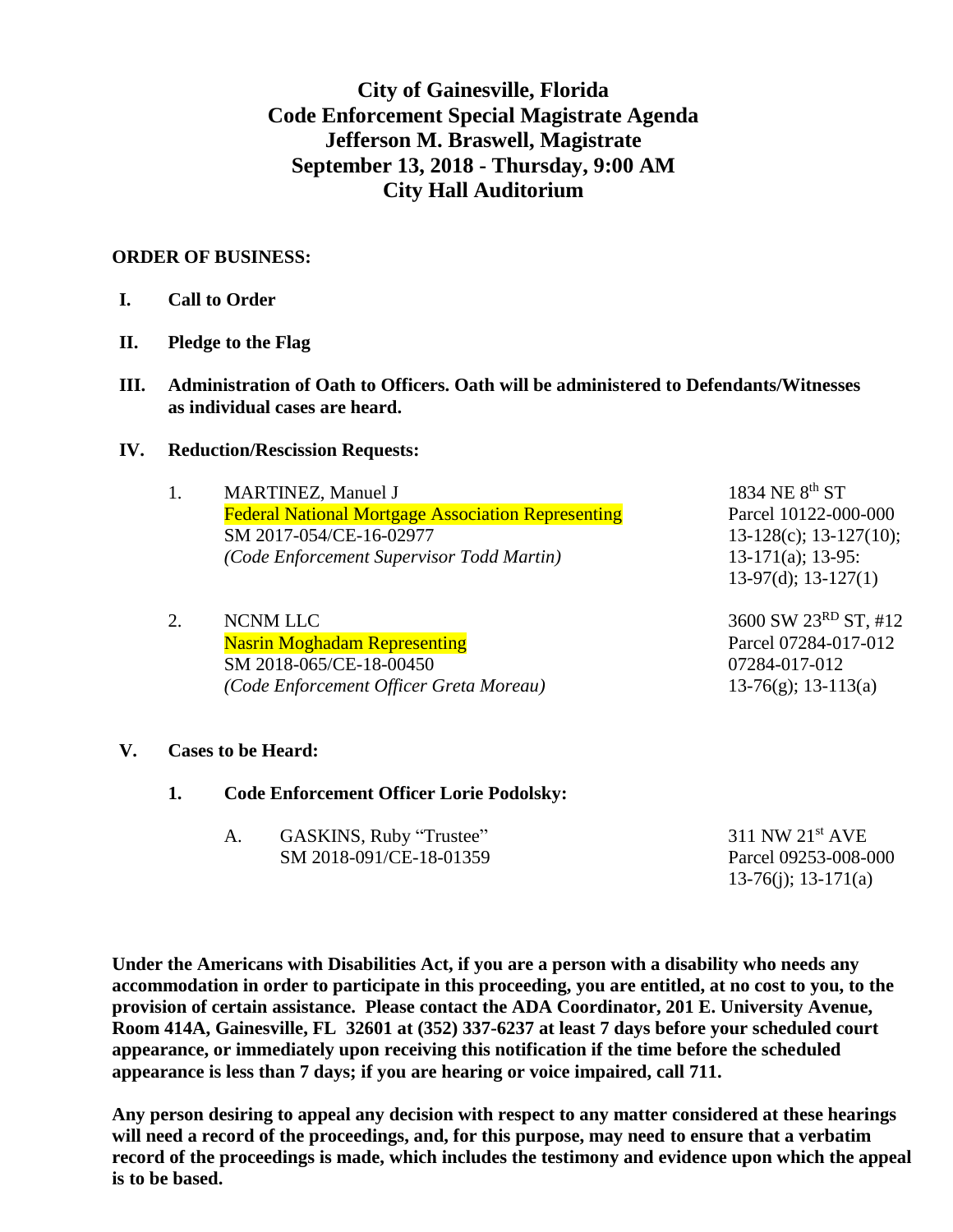# City of Gainesville, Florida
# Code Enforcement Special Magistrate Agenda
# Jefferson M. Braswell, Magistrate
# September 13, 2018 - Thursday, 9:00 AM
# City Hall Auditorium

**ORDER OF BUSINESS:**

**I. Call to Order**

**II. Pledge to the Flag**

**III. Administration of Oath to Officers. Oath will be administered to Defendants/Witnesses as individual cases are heard.**

**IV. Reduction/Rescission Requests:**

1. MARTINEZ, Manuel J — 1834 NE 8th ST
   Federal National Mortgage Association Representing — Parcel 10122-000-000
   SM 2017-054/CE-16-02977 — 13-128(c); 13-127(10);
   *(Code Enforcement Supervisor Todd Martin)* — 13-171(a); 13-95:
   13-97(d); 13-127(1)

2. NCNM LLC — 3600 SW 23RD ST, #12
   Nasrin Moghadam Representing — Parcel 07284-017-012
   SM 2018-065/CE-18-00450 — 07284-017-012
   *(Code Enforcement Officer Greta Moreau)* — 13-76(g); 13-113(a)

**V. Cases to be Heard:**

**1. Code Enforcement Officer Lorie Podolsky:**

A. GASKINS, Ruby "Trustee" — 311 NW 21st AVE
   SM 2018-091/CE-18-01359 — Parcel 09253-008-000
   13-76(j); 13-171(a)

**Under the Americans with Disabilities Act, if you are a person with a disability who needs any accommodation in order to participate in this proceeding, you are entitled, at no cost to you, to the provision of certain assistance. Please contact the ADA Coordinator, 201 E. University Avenue, Room 414A, Gainesville, FL 32601 at (352) 337-6237 at least 7 days before your scheduled court appearance, or immediately upon receiving this notification if the time before the scheduled appearance is less than 7 days; if you are hearing or voice impaired, call 711.**

**Any person desiring to appeal any decision with respect to any matter considered at these hearings will need a record of the proceedings, and, for this purpose, may need to ensure that a verbatim record of the proceedings is made, which includes the testimony and evidence upon which the appeal is to be based.**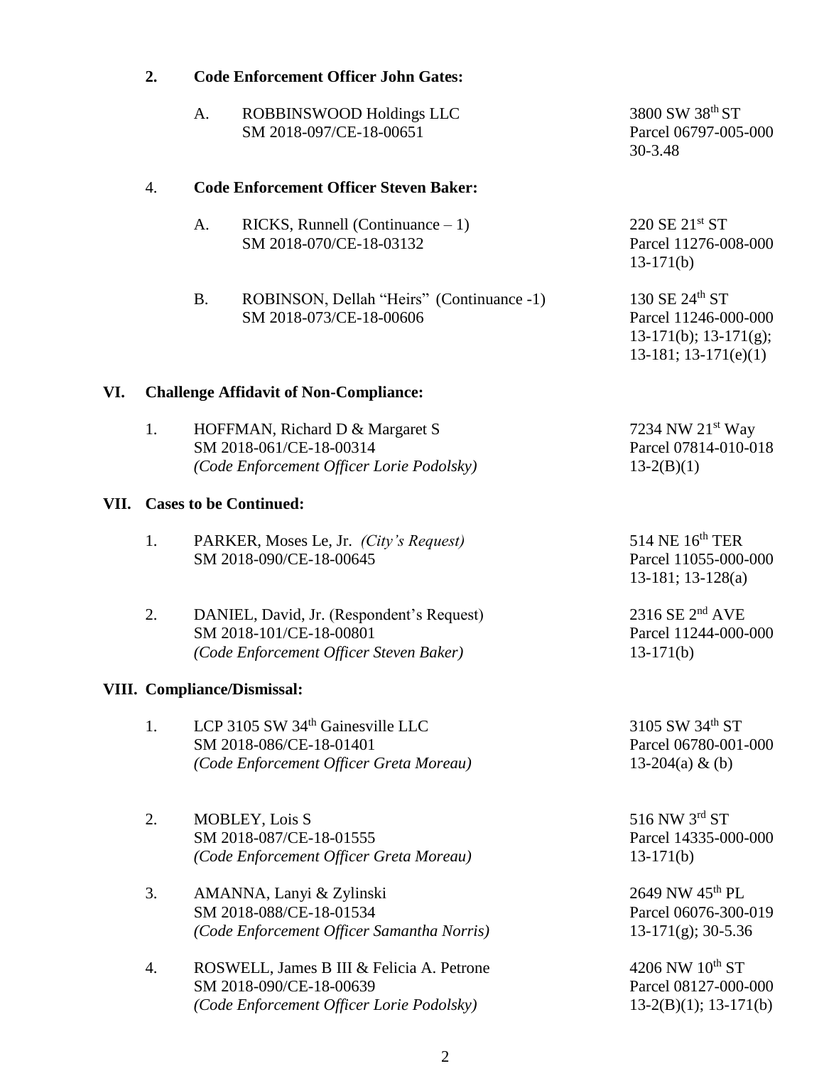**2. Code Enforcement Officer John Gates:**

A. ROBBINSWOOD Holdings LLC — 3800 SW 38th ST
SM 2018-097/CE-18-00651 — Parcel 06797-005-000
30-3.48

4. **Code Enforcement Officer Steven Baker:**

A. RICKS, Runnell (Continuance – 1) — 220 SE 21st ST
SM 2018-070/CE-18-03132 — Parcel 11276-008-000
13-171(b)

B. ROBINSON, Dellah "Heirs" (Continuance -1) — 130 SE 24th ST
SM 2018-073/CE-18-00606 — Parcel 11246-000-000
13-171(b); 13-171(g); 13-181; 13-171(e)(1)

## VI. Challenge Affidavit of Non-Compliance:

1. HOFFMAN, Richard D & Margaret S — 7234 NW 21st Way
SM 2018-061/CE-18-00314 — Parcel 07814-010-018
*(Code Enforcement Officer Lorie Podolsky)* — 13-2(B)(1)

## VII. Cases to be Continued:

1. PARKER, Moses Le, Jr. *(City's Request)* — 514 NE 16th TER
SM 2018-090/CE-18-00645 — Parcel 11055-000-000
13-181; 13-128(a)

2. DANIEL, David, Jr. (Respondent's Request) — 2316 SE 2nd AVE
SM 2018-101/CE-18-00801 — Parcel 11244-000-000
*(Code Enforcement Officer Steven Baker)* — 13-171(b)

## VIII. Compliance/Dismissal:

1. LCP 3105 SW 34th Gainesville LLC — 3105 SW 34th ST
SM 2018-086/CE-18-01401 — Parcel 06780-001-000
*(Code Enforcement Officer Greta Moreau)* — 13-204(a) & (b)

2. MOBLEY, Lois S — 516 NW 3rd ST
SM 2018-087/CE-18-01555 — Parcel 14335-000-000
*(Code Enforcement Officer Greta Moreau)* — 13-171(b)

3. AMANNA, Lanyi & Zylinski — 2649 NW 45th PL
SM 2018-088/CE-18-01534 — Parcel 06076-300-019
*(Code Enforcement Officer Samantha Norris)* — 13-171(g); 30-5.36

4. ROSWELL, James B III & Felicia A. Petrone — 4206 NW 10th ST
SM 2018-090/CE-18-00639 — Parcel 08127-000-000
*(Code Enforcement Officer Lorie Podolsky)* — 13-2(B)(1); 13-171(b)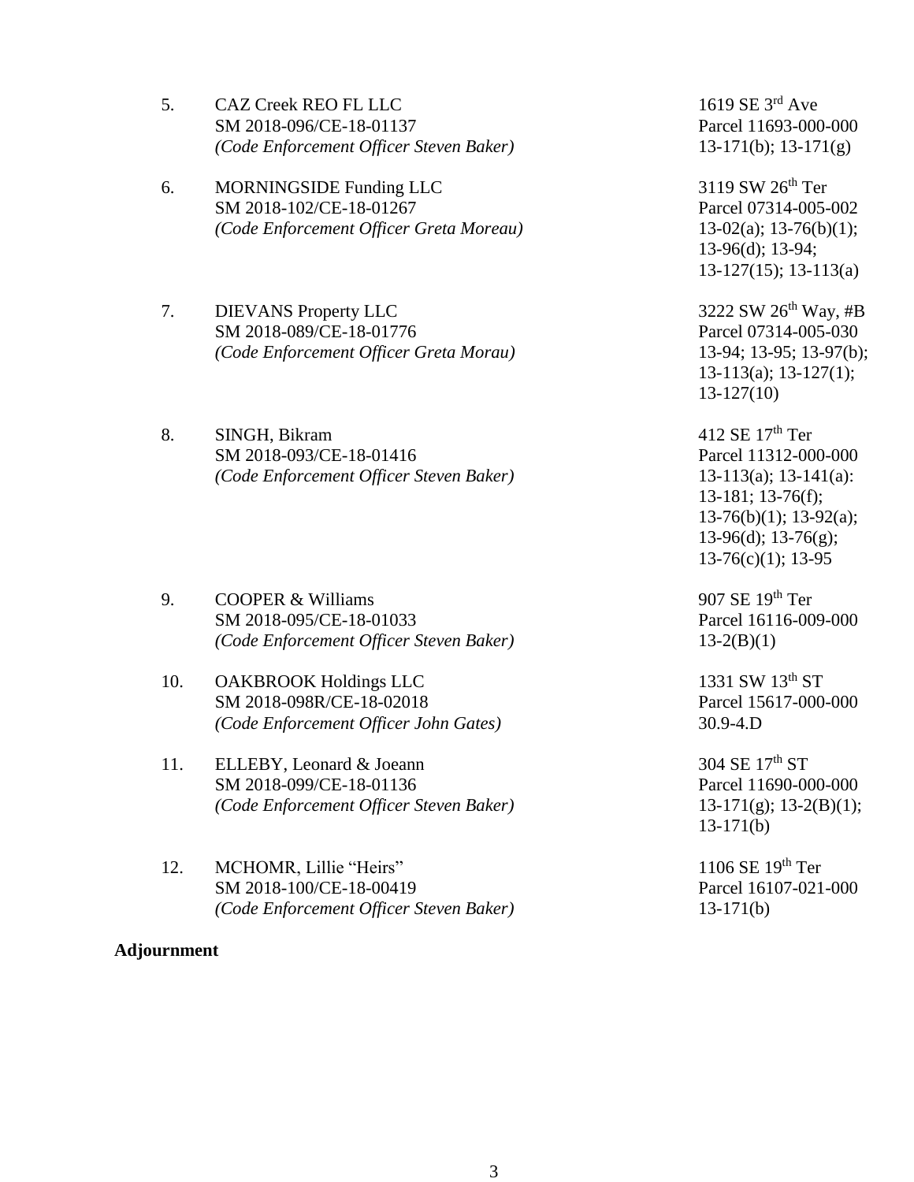5. CAZ Creek REO FL LLC
   SM 2018-096/CE-18-01137
   *(Code Enforcement Officer Steven Baker)*

   1619 SE 3rd Ave
   Parcel 11693-000-000
   13-171(b); 13-171(g)

6. MORNINGSIDE Funding LLC
   SM 2018-102/CE-18-01267
   *(Code Enforcement Officer Greta Moreau)*

   3119 SW 26th Ter
   Parcel 07314-005-002
   13-02(a); 13-76(b)(1); 13-96(d); 13-94; 13-127(15); 13-113(a)

7. DIEVANS Property LLC
   SM 2018-089/CE-18-01776
   *(Code Enforcement Officer Greta Morau)*

   3222 SW 26th Way, #B
   Parcel 07314-005-030
   13-94; 13-95; 13-97(b); 13-113(a); 13-127(1); 13-127(10)

8. SINGH, Bikram
   SM 2018-093/CE-18-01416
   *(Code Enforcement Officer Steven Baker)*

   412 SE 17th Ter
   Parcel 11312-000-000
   13-113(a); 13-141(a): 13-181; 13-76(f); 13-76(b)(1); 13-92(a); 13-96(d); 13-76(g); 13-76(c)(1); 13-95

9. COOPER & Williams
   SM 2018-095/CE-18-01033
   *(Code Enforcement Officer Steven Baker)*

   907 SE 19th Ter
   Parcel 16116-009-000
   13-2(B)(1)

10. OAKBROOK Holdings LLC
    SM 2018-098R/CE-18-02018
    *(Code Enforcement Officer John Gates)*

    1331 SW 13th ST
    Parcel 15617-000-000
    30.9-4.D

11. ELLEBY, Leonard & Joeann
    SM 2018-099/CE-18-01136
    *(Code Enforcement Officer Steven Baker)*

    304 SE 17th ST
    Parcel 11690-000-000
    13-171(g); 13-2(B)(1); 13-171(b)

12. MCHOMR, Lillie "Heirs"
    SM 2018-100/CE-18-00419
    *(Code Enforcement Officer Steven Baker)*

    1106 SE 19th Ter
    Parcel 16107-021-000
    13-171(b)

**Adjournment**